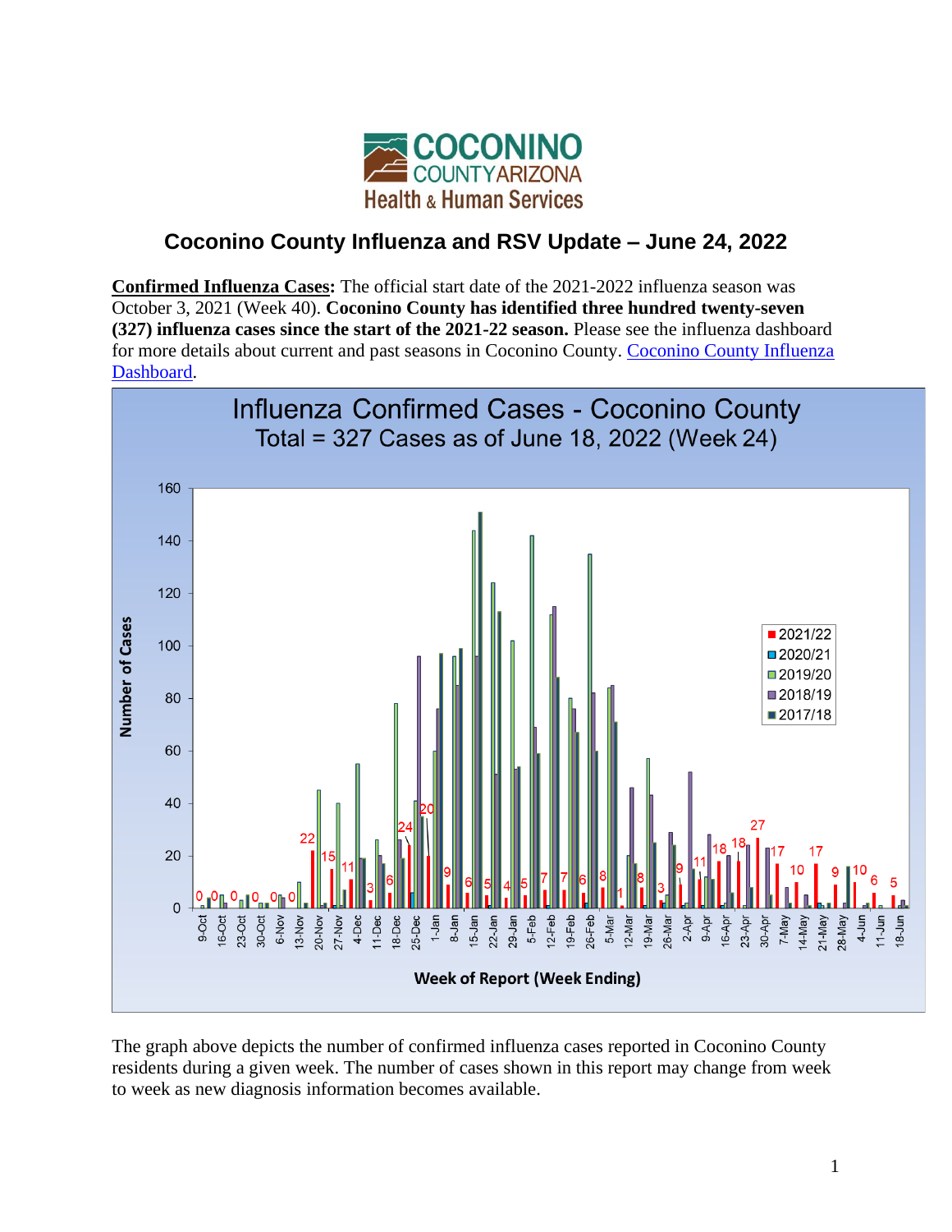# Coconino County Influenza and RSV Update – June 24, 2022

**Confirmed Influenza Cases:** The official start date of the 2021-2022 influenza season was October 3, 2021 (Week 40). **Coconino County has identified three hundred twenty-seven (327) influenza cases since the start of the 2021-22 season.** Please see the influenza dashboard for more details about current and past seasons in Coconino County. [Coconino County Influenza Dashboard](Coconino County Influenza Dashboard).

The graph above depicts the number of confirmed influenza cases reported in Coconino County residents during a given week. The number of cases shown in this report may change from week to week as new diagnosis information becomes available.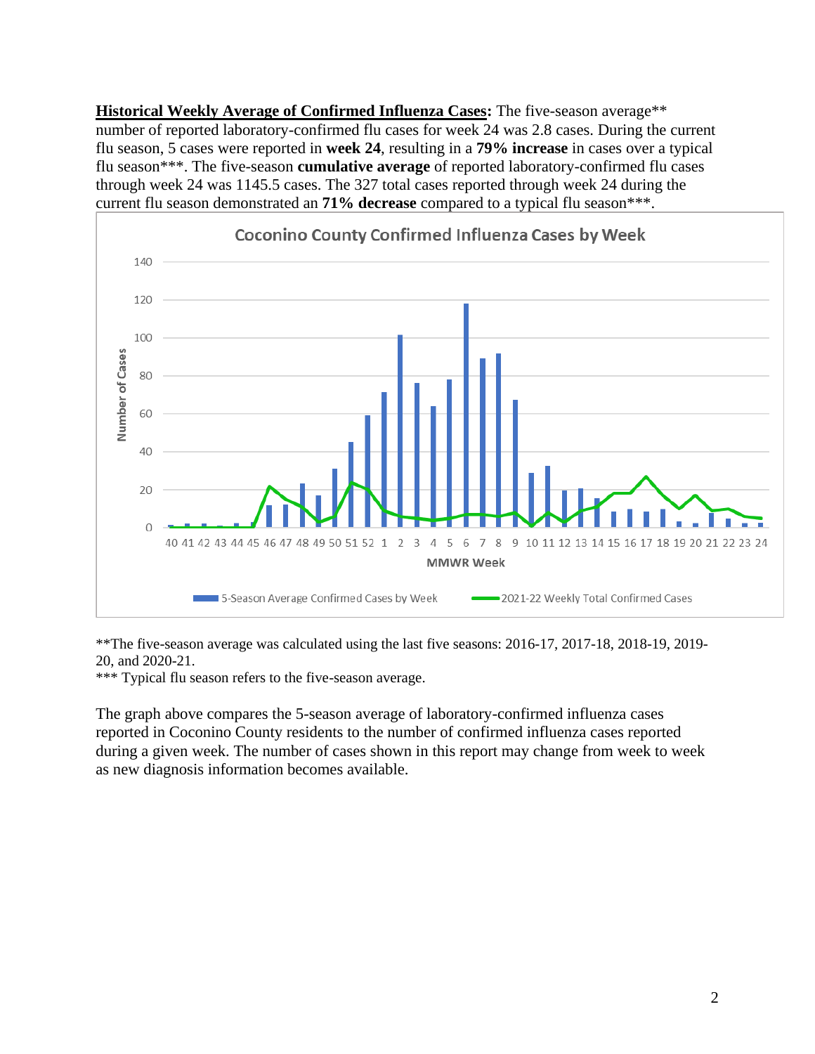**Historical Weekly Average of Confirmed Influenza Cases:** The five-season average** number of reported laboratory-confirmed flu cases for week 24 was 2.8 cases. During the current flu season, 5 cases were reported in **week 24**, resulting in a **79% increase** in cases over a typical flu season***. The five-season **cumulative average** of reported laboratory-confirmed flu cases through week 24 was 1145.5 cases. The 327 total cases reported through week 24 during the current flu season demonstrated an **71% decrease** compared to a typical flu season***.

**The five-season average was calculated using the last five seasons: 2016-17, 2017-18, 2018-19, 2019-20, and 2020-21.

*** Typical flu season refers to the five-season average.

The graph above compares the 5-season average of laboratory-confirmed influenza cases reported in Coconino County residents to the number of confirmed influenza cases reported during a given week. The number of cases shown in this report may change from week to week as new diagnosis information becomes available.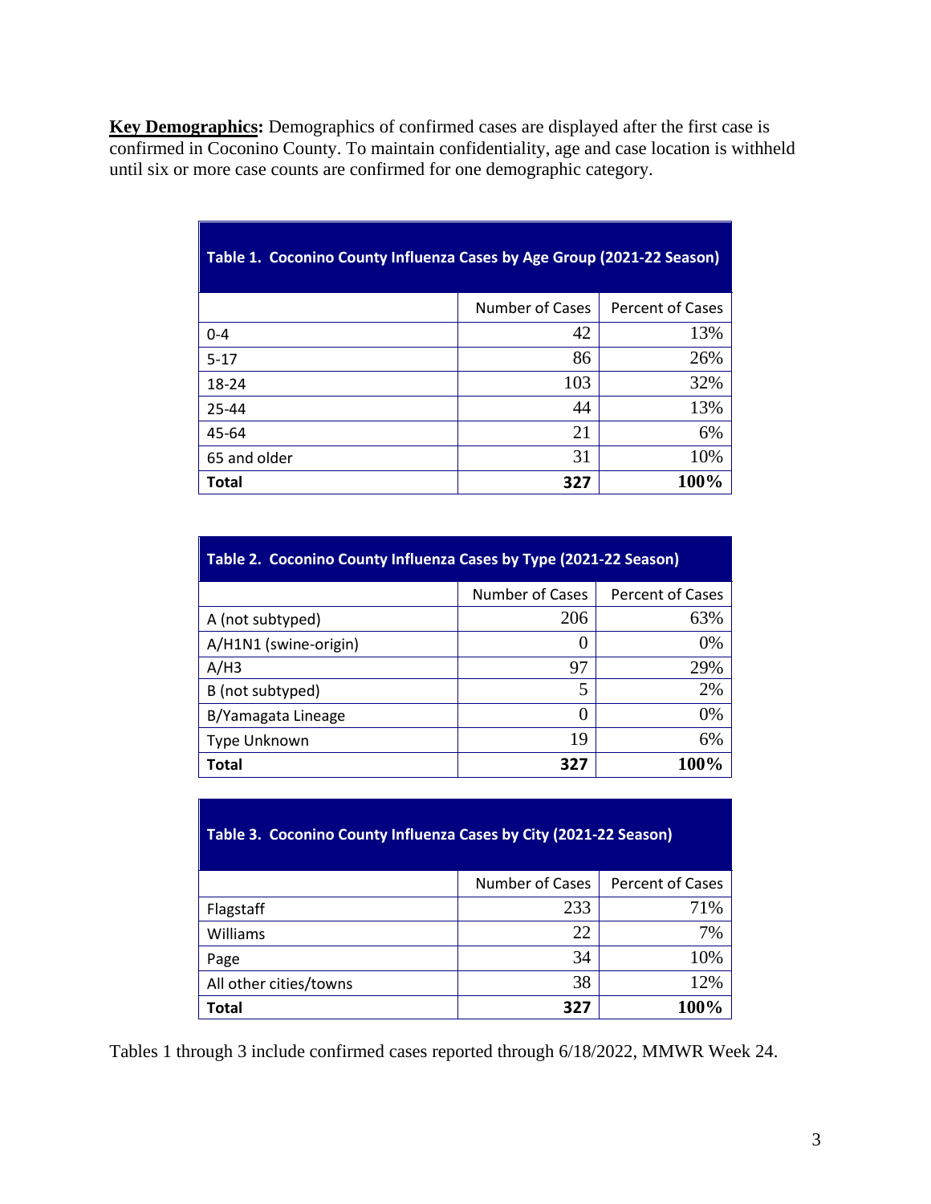**Key Demographics:** Demographics of confirmed cases are displayed after the first case is confirmed in Coconino County. To maintain confidentiality, age and case location is withheld until six or more case counts are confirmed for one demographic category.

**Table 1. Coconino County Influenza Cases by Age Group (2021-22 Season)**

| | Number of Cases | Percent of Cases |
|---|---|---|
| 0-4 | 42 | 13% |
| 5-17 | 86 | 26% |
| 18-24 | 103 | 32% |
| 25-44 | 44 | 13% |
| 45-64 | 21 | 6% |
| 65 and older | 31 | 10% |
| **Total** | **327** | **100%** |

**Table 2. Coconino County Influenza Cases by Type (2021-22 Season)**

| | Number of Cases | Percent of Cases |
|---|---|---|
| A (not subtyped) | 206 | 63% |
| A/H1N1 (swine-origin) | 0 | 0% |
| A/H3 | 97 | 29% |
| B (not subtyped) | 5 | 2% |
| B/Yamagata Lineage | 0 | 0% |
| Type Unknown | 19 | 6% |
| **Total** | **327** | **100%** |

**Table 3. Coconino County Influenza Cases by City (2021-22 Season)**

| | Number of Cases | Percent of Cases |
|---|---|---|
| Flagstaff | 233 | 71% |
| Williams | 22 | 7% |
| Page | 34 | 10% |
| All other cities/towns | 38 | 12% |
| **Total** | **327** | **100%** |

Tables 1 through 3 include confirmed cases reported through 6/18/2022, MMWR Week 24.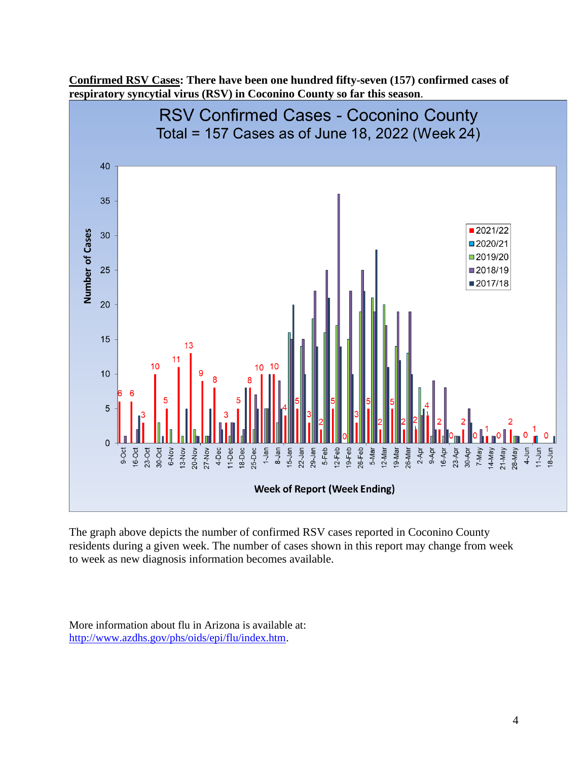**Confirmed RSV Cases**: **There have been one hundred fifty-seven (157) confirmed cases of respiratory syncytial virus (RSV) in Coconino County so far this season.**

RSV Confirmed Cases - Coconino County
Total = 157 Cases as of June 18, 2022 (Week 24)

Number of Cases

40
35
30
25
20
15
10
5
0

2021/22
2020/21
2019/20
2018/19
2017/18

6 6 3 10 5 11 13 9 8 3 5 8 10 10 4 5 3 2 5 0 3 5 2 5 2 2 4 2 0 2 0 1 0 2 0 1 0

9-Oct 16-Oct 23-Oct 30-Oct 6-Nov 13-Nov 20-Nov 27-Nov 4-Dec 11-Dec 18-Dec 25-Dec 1-Jan 8-Jan 15-Jan 22-Jan 29-Jan 5-Feb 12-Feb 19-Feb 26-Feb 5-Mar 12-Mar 19-Mar 26-Mar 2-Apr 9-Apr 16-Apr 23-Apr 30-Apr 7-May 14-May 21-May 28-May 4-Jun 11-Jun 18-Jun

Week of Report (Week Ending)

The graph above depicts the number of confirmed RSV cases reported in Coconino County residents during a given week. The number of cases shown in this report may change from week to week as new diagnosis information becomes available.

More information about flu in Arizona is available at: [http://www.azdhs.gov/phs/oids/epi/flu/index.htm](http://www.azdhs.gov/phs/oids/epi/flu/index.htm).